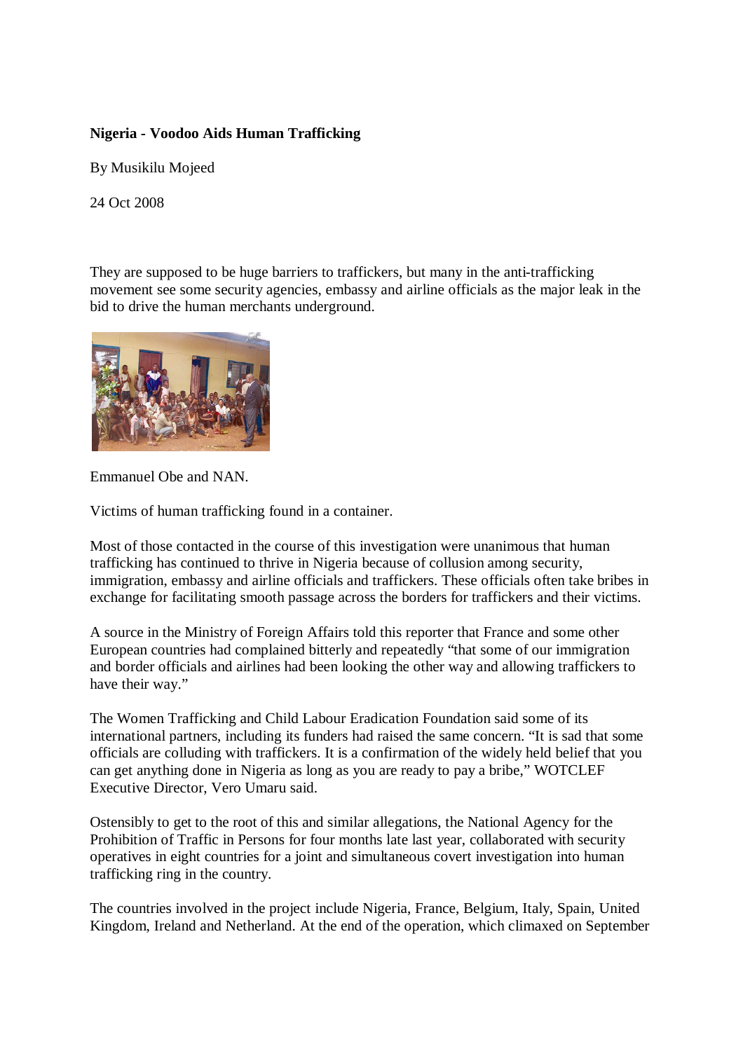**Nigeria - Voodoo Aids Human Trafficking**

By Musikilu Mojeed

24 Oct 2008

They are supposed to be huge barriers to traffickers, but many in the anti-trafficking movement see some security agencies, embassy and airline officials as the major leak in the bid to drive the human merchants underground.

Emmanuel Obe and NAN.

Victims of human trafficking found in a container.

Most of those contacted in the course of this investigation were unanimous that human trafficking has continued to thrive in Nigeria because of collusion among security, immigration, embassy and airline officials and traffickers. These officials often take bribes in exchange for facilitating smooth passage across the borders for traffickers and their victims.

A source in the Ministry of Foreign Affairs told this reporter that France and some other European countries had complained bitterly and repeatedly "that some of our immigration and border officials and airlines had been looking the other way and allowing traffickers to have their way."

The Women Trafficking and Child Labour Eradication Foundation said some of its international partners, including its funders had raised the same concern. "It is sad that some officials are colluding with traffickers. It is a confirmation of the widely held belief that you can get anything done in Nigeria as long as you are ready to pay a bribe," WOTCLEF Executive Director, Vero Umaru said.

Ostensibly to get to the root of this and similar allegations, the National Agency for the Prohibition of Traffic in Persons for four months late last year, collaborated with security operatives in eight countries for a joint and simultaneous covert investigation into human trafficking ring in the country.

The countries involved in the project include Nigeria, France, Belgium, Italy, Spain, United Kingdom, Ireland and Netherland. At the end of the operation, which climaxed on September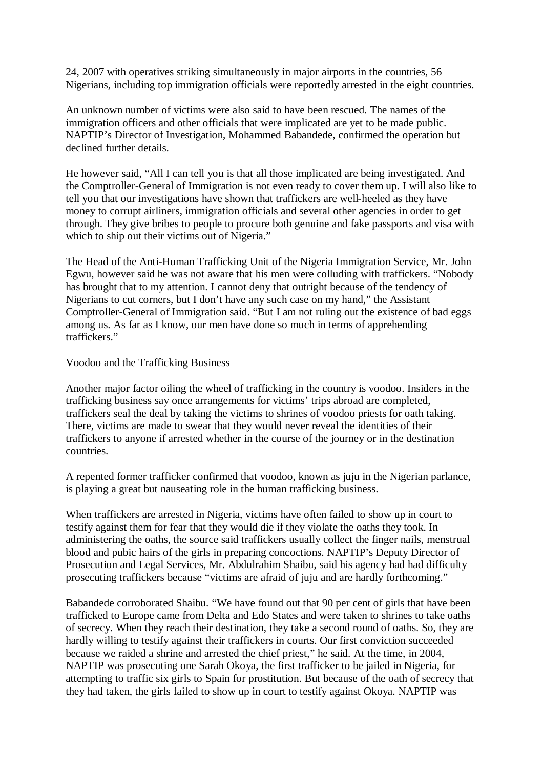24, 2007 with operatives striking simultaneously in major airports in the countries, 56 Nigerians, including top immigration officials were reportedly arrested in the eight countries.

An unknown number of victims were also said to have been rescued. The names of the immigration officers and other officials that were implicated are yet to be made public. NAPTIP's Director of Investigation, Mohammed Babandede, confirmed the operation but declined further details.

He however said, "All I can tell you is that all those implicated are being investigated. And the Comptroller-General of Immigration is not even ready to cover them up. I will also like to tell you that our investigations have shown that traffickers are well-heeled as they have money to corrupt airliners, immigration officials and several other agencies in order to get through. They give bribes to people to procure both genuine and fake passports and visa with which to ship out their victims out of Nigeria."

The Head of the Anti-Human Trafficking Unit of the Nigeria Immigration Service, Mr. John Egwu, however said he was not aware that his men were colluding with traffickers. "Nobody has brought that to my attention. I cannot deny that outright because of the tendency of Nigerians to cut corners, but I don't have any such case on my hand," the Assistant Comptroller-General of Immigration said. "But I am not ruling out the existence of bad eggs among us. As far as I know, our men have done so much in terms of apprehending traffickers."

## Voodoo and the Trafficking Business

Another major factor oiling the wheel of trafficking in the country is voodoo. Insiders in the trafficking business say once arrangements for victims' trips abroad are completed, traffickers seal the deal by taking the victims to shrines of voodoo priests for oath taking. There, victims are made to swear that they would never reveal the identities of their traffickers to anyone if arrested whether in the course of the journey or in the destination countries.

A repented former trafficker confirmed that voodoo, known as juju in the Nigerian parlance, is playing a great but nauseating role in the human trafficking business.

When traffickers are arrested in Nigeria, victims have often failed to show up in court to testify against them for fear that they would die if they violate the oaths they took. In administering the oaths, the source said traffickers usually collect the finger nails, menstrual blood and pubic hairs of the girls in preparing concoctions. NAPTIP's Deputy Director of Prosecution and Legal Services, Mr. Abdulrahim Shaibu, said his agency had had difficulty prosecuting traffickers because "victims are afraid of juju and are hardly forthcoming."

Babandede corroborated Shaibu. "We have found out that 90 per cent of girls that have been trafficked to Europe came from Delta and Edo States and were taken to shrines to take oaths of secrecy. When they reach their destination, they take a second round of oaths. So, they are hardly willing to testify against their traffickers in courts. Our first conviction succeeded because we raided a shrine and arrested the chief priest," he said. At the time, in 2004, NAPTIP was prosecuting one Sarah Okoya, the first trafficker to be jailed in Nigeria, for attempting to traffic six girls to Spain for prostitution. But because of the oath of secrecy that they had taken, the girls failed to show up in court to testify against Okoya. NAPTIP was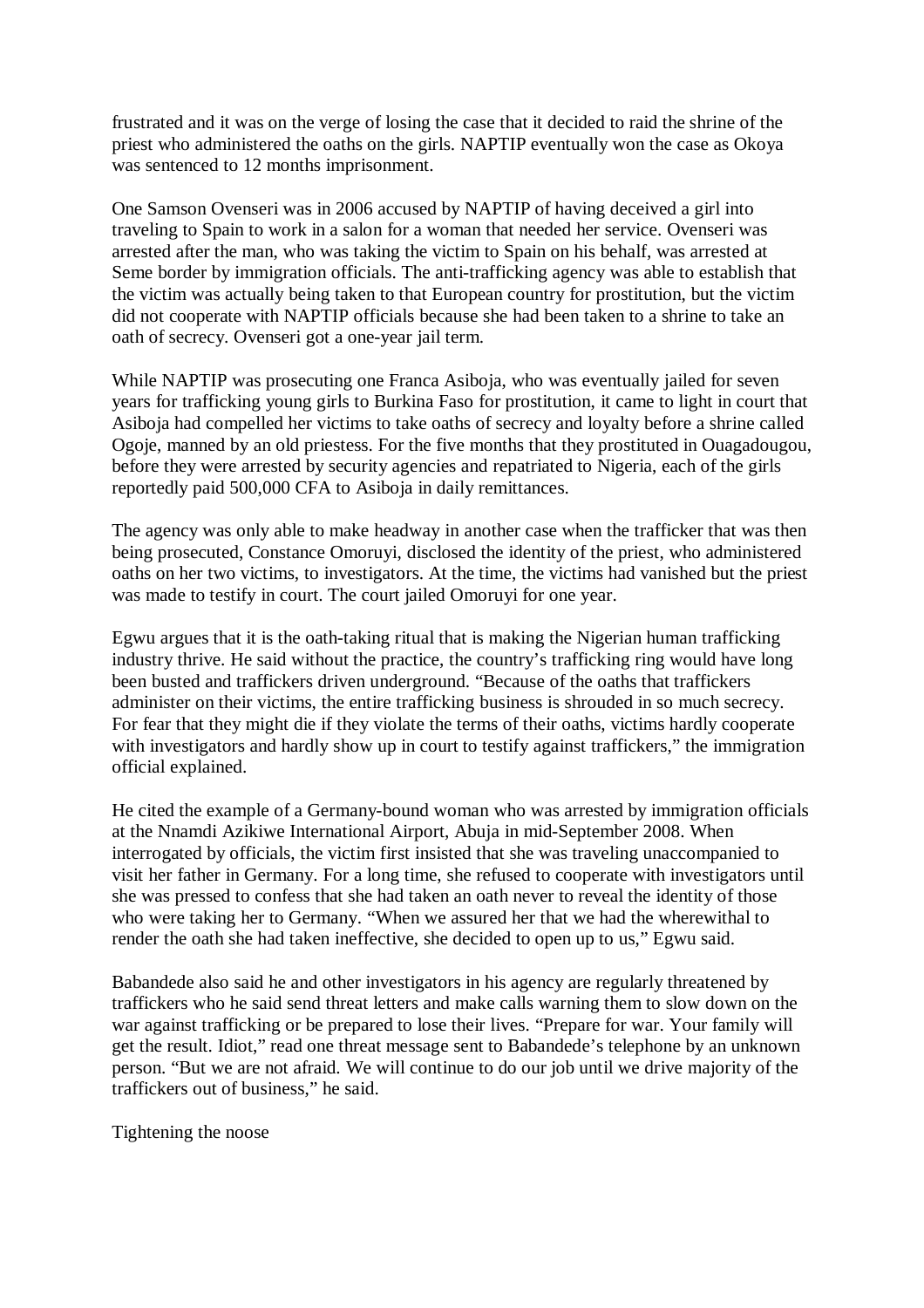frustrated and it was on the verge of losing the case that it decided to raid the shrine of the priest who administered the oaths on the girls. NAPTIP eventually won the case as Okoya was sentenced to 12 months imprisonment.

One Samson Ovenseri was in 2006 accused by NAPTIP of having deceived a girl into traveling to Spain to work in a salon for a woman that needed her service. Ovenseri was arrested after the man, who was taking the victim to Spain on his behalf, was arrested at Seme border by immigration officials. The anti-trafficking agency was able to establish that the victim was actually being taken to that European country for prostitution, but the victim did not cooperate with NAPTIP officials because she had been taken to a shrine to take an oath of secrecy. Ovenseri got a one-year jail term.

While NAPTIP was prosecuting one Franca Asiboja, who was eventually jailed for seven years for trafficking young girls to Burkina Faso for prostitution, it came to light in court that Asiboja had compelled her victims to take oaths of secrecy and loyalty before a shrine called Ogoje, manned by an old priestess. For the five months that they prostituted in Ouagadougou, before they were arrested by security agencies and repatriated to Nigeria, each of the girls reportedly paid 500,000 CFA to Asiboja in daily remittances.

The agency was only able to make headway in another case when the trafficker that was then being prosecuted, Constance Omoruyi, disclosed the identity of the priest, who administered oaths on her two victims, to investigators. At the time, the victims had vanished but the priest was made to testify in court. The court jailed Omoruyi for one year.

Egwu argues that it is the oath-taking ritual that is making the Nigerian human trafficking industry thrive. He said without the practice, the country's trafficking ring would have long been busted and traffickers driven underground. "Because of the oaths that traffickers administer on their victims, the entire trafficking business is shrouded in so much secrecy. For fear that they might die if they violate the terms of their oaths, victims hardly cooperate with investigators and hardly show up in court to testify against traffickers," the immigration official explained.

He cited the example of a Germany-bound woman who was arrested by immigration officials at the Nnamdi Azikiwe International Airport, Abuja in mid-September 2008. When interrogated by officials, the victim first insisted that she was traveling unaccompanied to visit her father in Germany. For a long time, she refused to cooperate with investigators until she was pressed to confess that she had taken an oath never to reveal the identity of those who were taking her to Germany. "When we assured her that we had the wherewithal to render the oath she had taken ineffective, she decided to open up to us," Egwu said.

Babandede also said he and other investigators in his agency are regularly threatened by traffickers who he said send threat letters and make calls warning them to slow down on the war against trafficking or be prepared to lose their lives. "Prepare for war. Your family will get the result. Idiot," read one threat message sent to Babandede's telephone by an unknown person. "But we are not afraid. We will continue to do our job until we drive majority of the traffickers out of business," he said.

Tightening the noose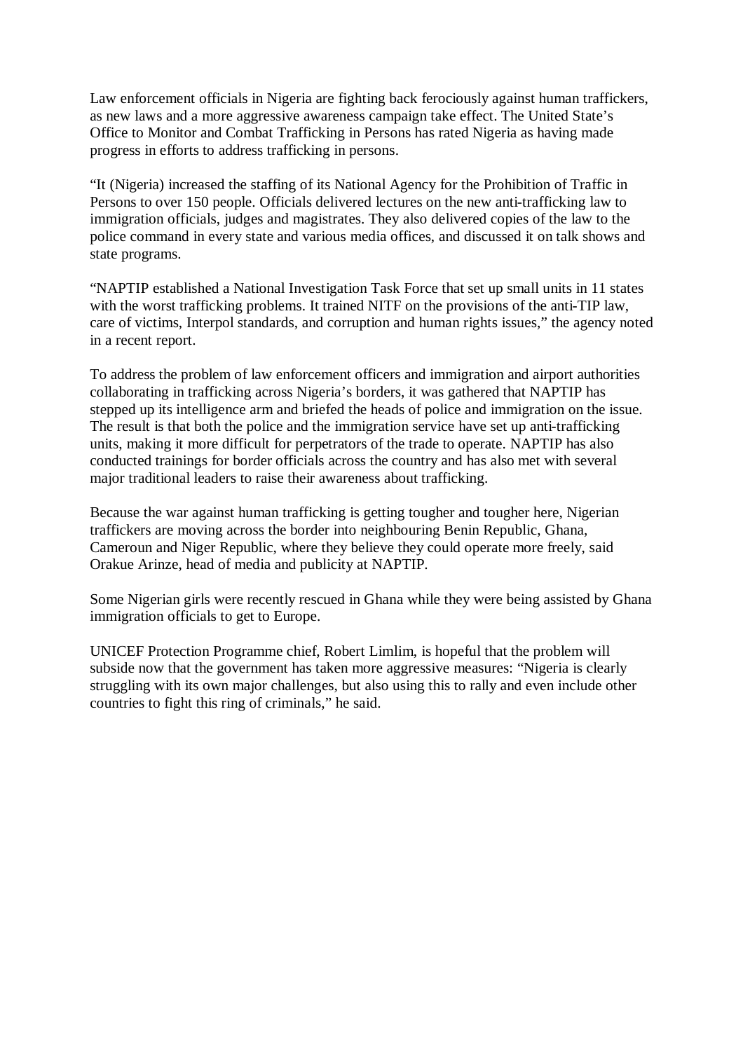Law enforcement officials in Nigeria are fighting back ferociously against human traffickers, as new laws and a more aggressive awareness campaign take effect. The United State's Office to Monitor and Combat Trafficking in Persons has rated Nigeria as having made progress in efforts to address trafficking in persons.

"It (Nigeria) increased the staffing of its National Agency for the Prohibition of Traffic in Persons to over 150 people. Officials delivered lectures on the new anti-trafficking law to immigration officials, judges and magistrates. They also delivered copies of the law to the police command in every state and various media offices, and discussed it on talk shows and state programs.

"NAPTIP established a National Investigation Task Force that set up small units in 11 states with the worst trafficking problems. It trained NITF on the provisions of the anti-TIP law, care of victims, Interpol standards, and corruption and human rights issues," the agency noted in a recent report.

To address the problem of law enforcement officers and immigration and airport authorities collaborating in trafficking across Nigeria's borders, it was gathered that NAPTIP has stepped up its intelligence arm and briefed the heads of police and immigration on the issue. The result is that both the police and the immigration service have set up anti-trafficking units, making it more difficult for perpetrators of the trade to operate. NAPTIP has also conducted trainings for border officials across the country and has also met with several major traditional leaders to raise their awareness about trafficking.

Because the war against human trafficking is getting tougher and tougher here, Nigerian traffickers are moving across the border into neighbouring Benin Republic, Ghana, Cameroun and Niger Republic, where they believe they could operate more freely, said Orakue Arinze, head of media and publicity at NAPTIP.

Some Nigerian girls were recently rescued in Ghana while they were being assisted by Ghana immigration officials to get to Europe.

UNICEF Protection Programme chief, Robert Limlim, is hopeful that the problem will subside now that the government has taken more aggressive measures: "Nigeria is clearly struggling with its own major challenges, but also using this to rally and even include other countries to fight this ring of criminals," he said.